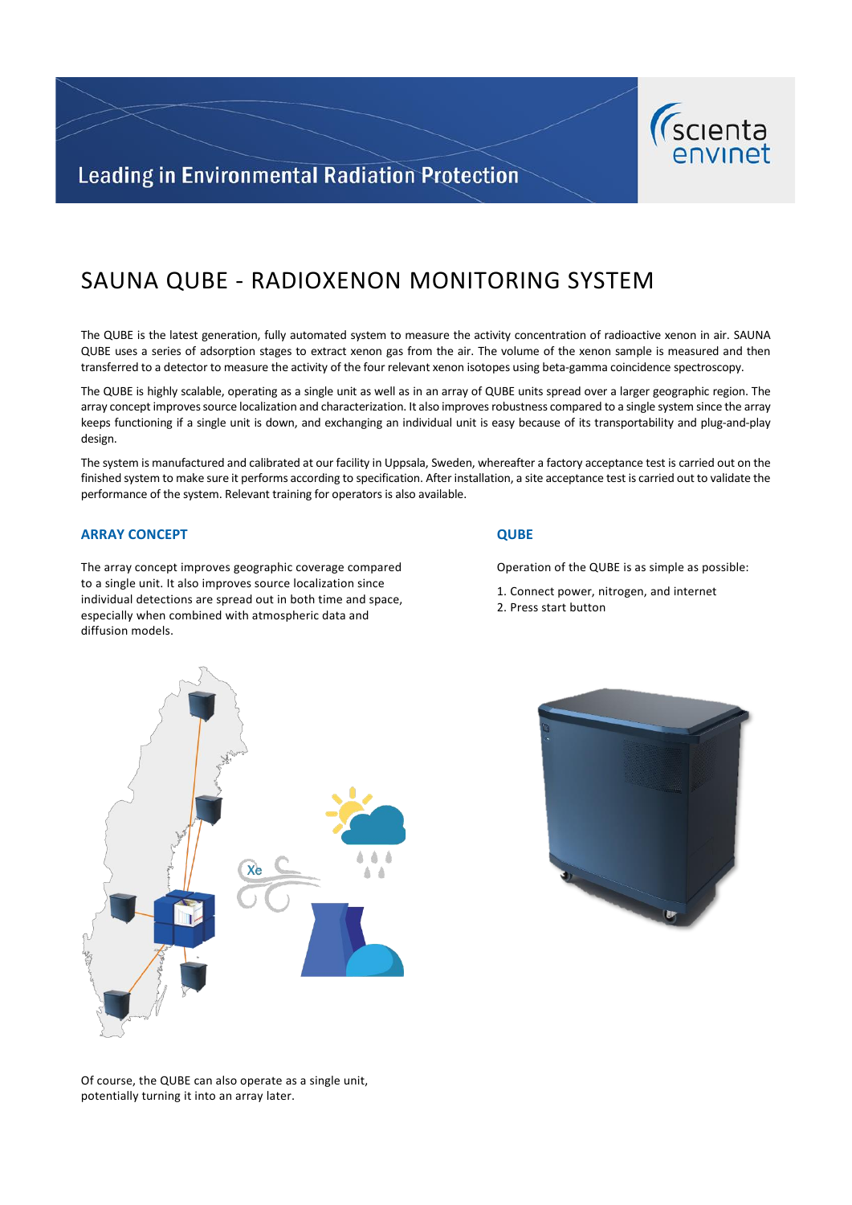Leading in Environmental Radiation Protection

scienta envinet

# SAUNA QUBE - RADIOXENON MONITORING SYSTEM

The QUBE is the latest generation, fully automated system to measure the activity concentration of radioactive xenon in air. SAUNA QUBE uses a series of adsorption stages to extract xenon gas from the air. The volume of the xenon sample is measured and then transferred to a detector to measure the activity of the four relevant xenon isotopes using beta-gamma coincidence spectroscopy.

The QUBE is highly scalable, operating as a single unit as well as in an array of QUBE units spread over a larger geographic region. The array concept improves source localization and characterization. It also improves robustness compared to a single system since the array keeps functioning if a single unit is down, and exchanging an individual unit is easy because of its transportability and plug-and-play design.

The system is manufactured and calibrated at our facility in Uppsala, Sweden, whereafter a factory acceptance test is carried out on the finished system to make sure it performs according to specification. After installation, a site acceptance test is carried out to validate the performance of the system. Relevant training for operators is also available.

## ARRAY CONCEPT

The array concept improves geographic coverage compared to a single unit. It also improves source localization since individual detections are spread out in both time and space, especially when combined with atmospheric data and diffusion models.

Of course, the QUBE can also operate as a single unit, potentially turning it into an array later.

## QUBE

Operation of the QUBE is as simple as possible:

1. Connect power, nitrogen, and internet
2. Press start button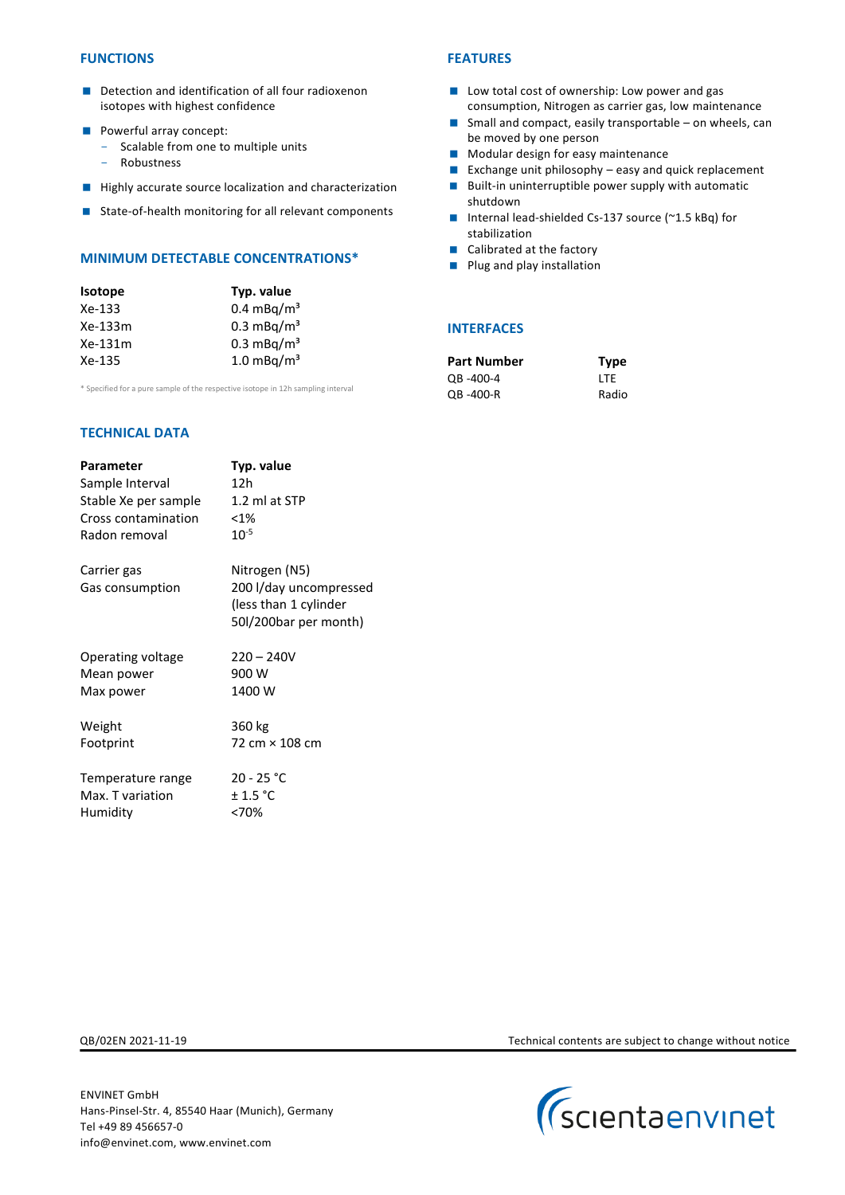## FUNCTIONS

- Detection and identification of all four radioxenon isotopes with highest confidence
- Powerful array concept:
  - Scalable from one to multiple units
  - Robustness
- Highly accurate source localization and characterization
- State-of-health monitoring for all relevant components

## MINIMUM DETECTABLE CONCENTRATIONS*

| Isotope | Typ. value |
|---|---|
| Xe-133 | 0.4 mBq/m³ |
| Xe-133m | 0.3 mBq/m³ |
| Xe-131m | 0.3 mBq/m³ |
| Xe-135 | 1.0 mBq/m³ |

\* Specified for a pure sample of the respective isotope in 12h sampling interval

## TECHNICAL DATA

| Parameter | Typ. value |
|---|---|
| Sample Interval | 12h |
| Stable Xe per sample | 1.2 ml at STP |
| Cross contamination | <1% |
| Radon removal | $10^{-5}$ |
| Carrier gas | Nitrogen (N5) |
| Gas consumption | 200 l/day uncompressed (less than 1 cylinder 50l/200bar per month) |
| Operating voltage | 220 – 240V |
| Mean power | 900 W |
| Max power | 1400 W |
| Weight | 360 kg |
| Footprint | 72 cm × 108 cm |
| Temperature range | 20 - 25 °C |
| Max. T variation | ± 1.5 °C |
| Humidity | <70% |

## FEATURES

- Low total cost of ownership: Low power and gas consumption, Nitrogen as carrier gas, low maintenance
- Small and compact, easily transportable – on wheels, can be moved by one person
- Modular design for easy maintenance
- Exchange unit philosophy – easy and quick replacement
- Built-in uninterruptible power supply with automatic shutdown
- Internal lead-shielded Cs-137 source (~1.5 kBq) for stabilization
- Calibrated at the factory
- Plug and play installation

## INTERFACES

| Part Number | Type |
|---|---|
| QB -400-4 | LTE |
| QB -400-R | Radio |

QB/02EN 2021-11-19

Technical contents are subject to change without notice

ENVINET GmbH
Hans-Pinsel-Str. 4, 85540 Haar (Munich), Germany
Tel +49 89 456657-0
info@envinet.com, www.envinet.com

scientaenvinet